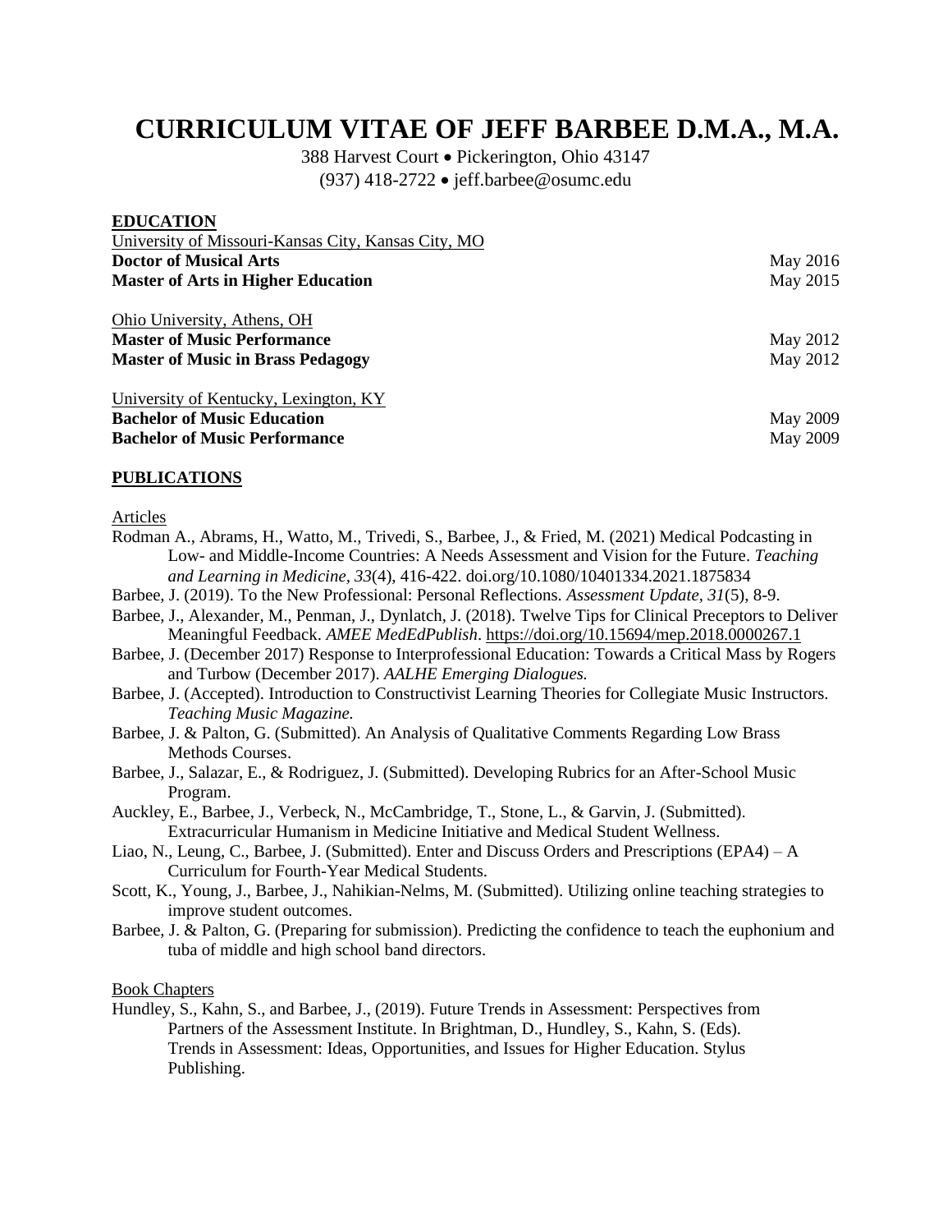# CURRICULUM VITAE OF JEFF BARBEE D.M.A., M.A.

388 Harvest Court • Pickerington, Ohio 43147
(937) 418-2722 • jeff.barbee@osumc.edu

## EDUCATION

University of Missouri-Kansas City, Kansas City, MO

**Doctor of Musical Arts** May 2016
**Master of Arts in Higher Education** May 2015

Ohio University, Athens, OH

**Master of Music Performance** May 2012
**Master of Music in Brass Pedagogy** May 2012

University of Kentucky, Lexington, KY

**Bachelor of Music Education** May 2009
**Bachelor of Music Performance** May 2009

## PUBLICATIONS

### Articles

Rodman A., Abrams, H., Watto, M., Trivedi, S., Barbee, J., & Fried, M. (2021) Medical Podcasting in Low- and Middle-Income Countries: A Needs Assessment and Vision for the Future. *Teaching and Learning in Medicine*, *33*(4), 416-422. doi.org/10.1080/10401334.2021.1875834

Barbee, J. (2019). To the New Professional: Personal Reflections. *Assessment Update*, *31*(5), 8-9.

Barbee, J., Alexander, M., Penman, J., Dynlatch, J. (2018). Twelve Tips for Clinical Preceptors to Deliver Meaningful Feedback. *AMEE MedEdPublish*. https://doi.org/10.15694/mep.2018.0000267.1

Barbee, J. (December 2017) Response to Interprofessional Education: Towards a Critical Mass by Rogers and Turbow (December 2017). *AALHE Emerging Dialogues.*

Barbee, J. (Accepted). Introduction to Constructivist Learning Theories for Collegiate Music Instructors. *Teaching Music Magazine.*

Barbee, J. & Palton, G. (Submitted). An Analysis of Qualitative Comments Regarding Low Brass Methods Courses.

Barbee, J., Salazar, E., & Rodriguez, J. (Submitted). Developing Rubrics for an After-School Music Program.

Auckley, E., Barbee, J., Verbeck, N., McCambridge, T., Stone, L., & Garvin, J. (Submitted). Extracurricular Humanism in Medicine Initiative and Medical Student Wellness.

Liao, N., Leung, C., Barbee, J. (Submitted). Enter and Discuss Orders and Prescriptions (EPA4) – A Curriculum for Fourth-Year Medical Students.

Scott, K., Young, J., Barbee, J., Nahikian-Nelms, M. (Submitted). Utilizing online teaching strategies to improve student outcomes.

Barbee, J. & Palton, G. (Preparing for submission). Predicting the confidence to teach the euphonium and tuba of middle and high school band directors.

### Book Chapters

Hundley, S., Kahn, S., and Barbee, J., (2019). Future Trends in Assessment: Perspectives from Partners of the Assessment Institute. In Brightman, D., Hundley, S., Kahn, S. (Eds). Trends in Assessment: Ideas, Opportunities, and Issues for Higher Education. Stylus Publishing.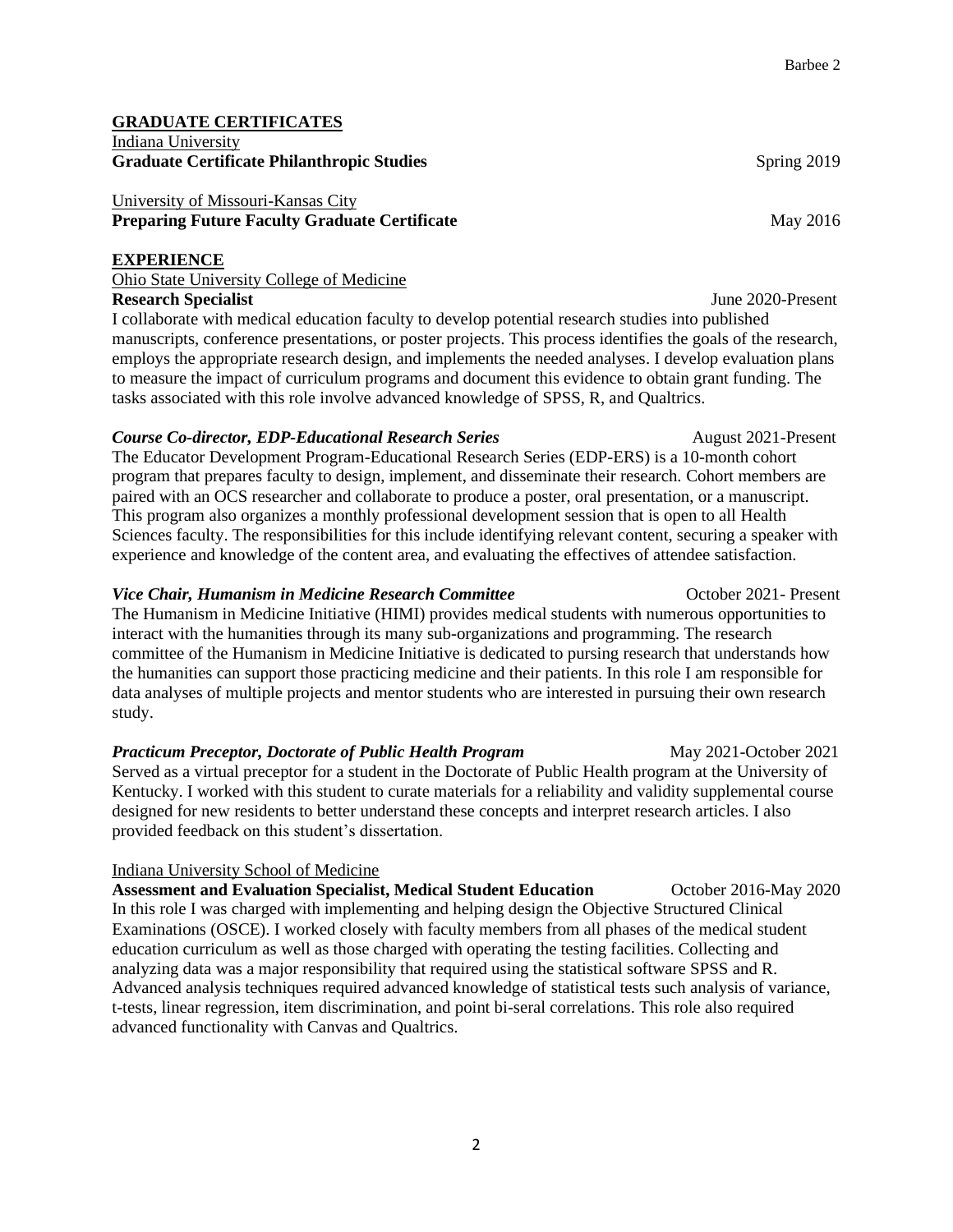## GRADUATE CERTIFICATES

Indiana University
**Graduate Certificate Philanthropic Studies** Spring 2019

University of Missouri-Kansas City
**Preparing Future Faculty Graduate Certificate** May 2016

## EXPERIENCE

Ohio State University College of Medicine

**Research Specialist** June 2020-Present

I collaborate with medical education faculty to develop potential research studies into published manuscripts, conference presentations, or poster projects. This process identifies the goals of the research, employs the appropriate research design, and implements the needed analyses. I develop evaluation plans to measure the impact of curriculum programs and document this evidence to obtain grant funding. The tasks associated with this role involve advanced knowledge of SPSS, R, and Qualtrics.

***Course Co-director, EDP-Educational Research Series*** August 2021-Present

The Educator Development Program-Educational Research Series (EDP-ERS) is a 10-month cohort program that prepares faculty to design, implement, and disseminate their research. Cohort members are paired with an OCS researcher and collaborate to produce a poster, oral presentation, or a manuscript. This program also organizes a monthly professional development session that is open to all Health Sciences faculty. The responsibilities for this include identifying relevant content, securing a speaker with experience and knowledge of the content area, and evaluating the effectives of attendee satisfaction.

***Vice Chair, Humanism in Medicine Research Committee*** October 2021- Present

The Humanism in Medicine Initiative (HIMI) provides medical students with numerous opportunities to interact with the humanities through its many sub-organizations and programming. The research committee of the Humanism in Medicine Initiative is dedicated to pursing research that understands how the humanities can support those practicing medicine and their patients. In this role I am responsible for data analyses of multiple projects and mentor students who are interested in pursuing their own research study.

***Practicum Preceptor, Doctorate of Public Health Program*** May 2021-October 2021

Served as a virtual preceptor for a student in the Doctorate of Public Health program at the University of Kentucky. I worked with this student to curate materials for a reliability and validity supplemental course designed for new residents to better understand these concepts and interpret research articles. I also provided feedback on this student's dissertation.

Indiana University School of Medicine

**Assessment and Evaluation Specialist, Medical Student Education** October 2016-May 2020

In this role I was charged with implementing and helping design the Objective Structured Clinical Examinations (OSCE). I worked closely with faculty members from all phases of the medical student education curriculum as well as those charged with operating the testing facilities. Collecting and analyzing data was a major responsibility that required using the statistical software SPSS and R. Advanced analysis techniques required advanced knowledge of statistical tests such analysis of variance, t-tests, linear regression, item discrimination, and point bi-seral correlations. This role also required advanced functionality with Canvas and Qualtrics.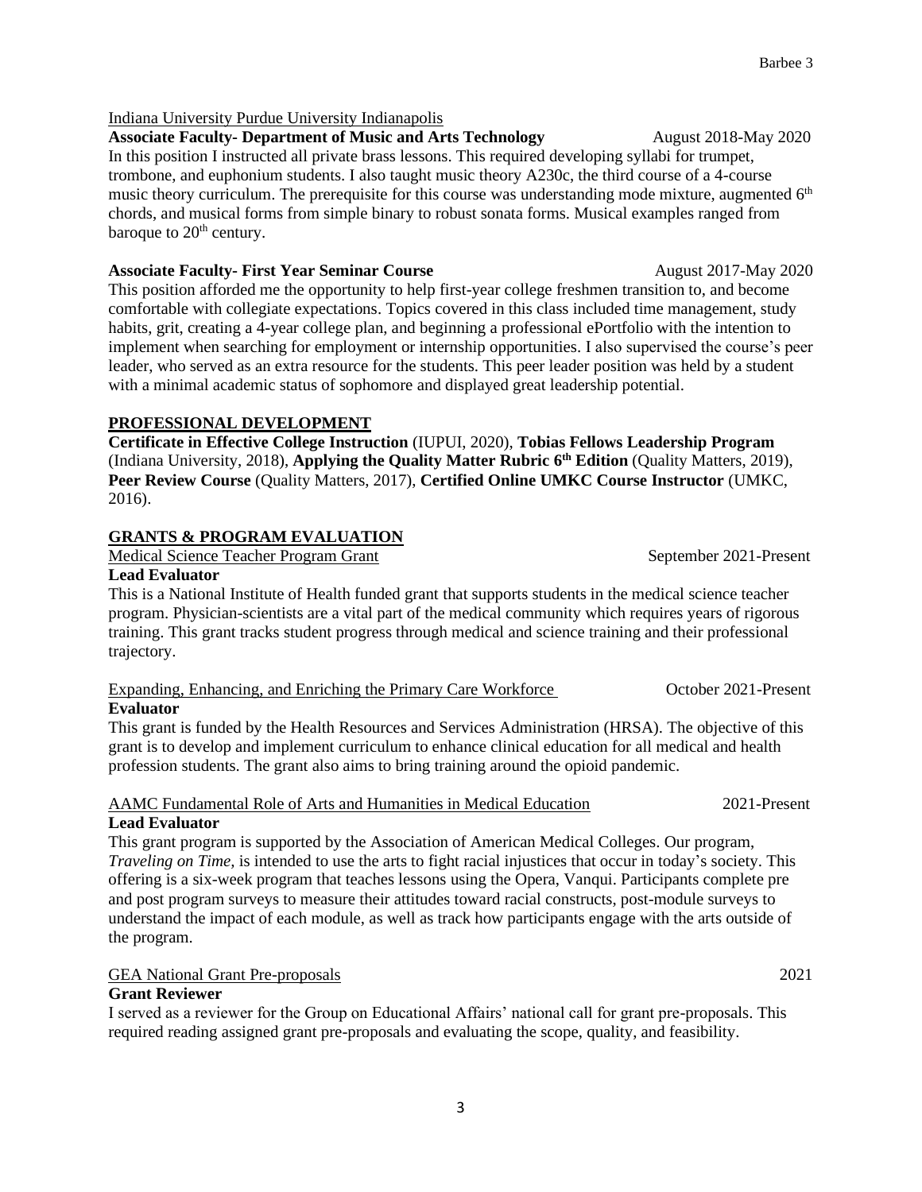Indiana University Purdue University Indianapolis

**Associate Faculty- Department of Music and Arts Technology** August 2018-May 2020

In this position I instructed all private brass lessons. This required developing syllabi for trumpet, trombone, and euphonium students. I also taught music theory A230c, the third course of a 4-course music theory curriculum. The prerequisite for this course was understanding mode mixture, augmented 6th chords, and musical forms from simple binary to robust sonata forms. Musical examples ranged from baroque to 20th century.

**Associate Faculty- First Year Seminar Course** August 2017-May 2020

This position afforded me the opportunity to help first-year college freshmen transition to, and become comfortable with collegiate expectations. Topics covered in this class included time management, study habits, grit, creating a 4-year college plan, and beginning a professional ePortfolio with the intention to implement when searching for employment or internship opportunities. I also supervised the course's peer leader, who served as an extra resource for the students. This peer leader position was held by a student with a minimal academic status of sophomore and displayed great leadership potential.

## PROFESSIONAL DEVELOPMENT

**Certificate in Effective College Instruction** (IUPUI, 2020), **Tobias Fellows Leadership Program** (Indiana University, 2018), **Applying the Quality Matter Rubric 6th Edition** (Quality Matters, 2019), **Peer Review Course** (Quality Matters, 2017), **Certified Online UMKC Course Instructor** (UMKC, 2016).

## GRANTS & PROGRAM EVALUATION

Medical Science Teacher Program Grant September 2021-Present

**Lead Evaluator**

This is a National Institute of Health funded grant that supports students in the medical science teacher program. Physician-scientists are a vital part of the medical community which requires years of rigorous training. This grant tracks student progress through medical and science training and their professional trajectory.

Expanding, Enhancing, and Enriching the Primary Care Workforce October 2021-Present

**Evaluator**

This grant is funded by the Health Resources and Services Administration (HRSA). The objective of this grant is to develop and implement curriculum to enhance clinical education for all medical and health profession students. The grant also aims to bring training around the opioid pandemic.

AAMC Fundamental Role of Arts and Humanities in Medical Education 2021-Present

**Lead Evaluator**

This grant program is supported by the Association of American Medical Colleges. Our program, *Traveling on Time*, is intended to use the arts to fight racial injustices that occur in today's society. This offering is a six-week program that teaches lessons using the Opera, Vanqui. Participants complete pre and post program surveys to measure their attitudes toward racial constructs, post-module surveys to understand the impact of each module, as well as track how participants engage with the arts outside of the program.

GEA National Grant Pre-proposals 2021

**Grant Reviewer**

I served as a reviewer for the Group on Educational Affairs' national call for grant pre-proposals. This required reading assigned grant pre-proposals and evaluating the scope, quality, and feasibility.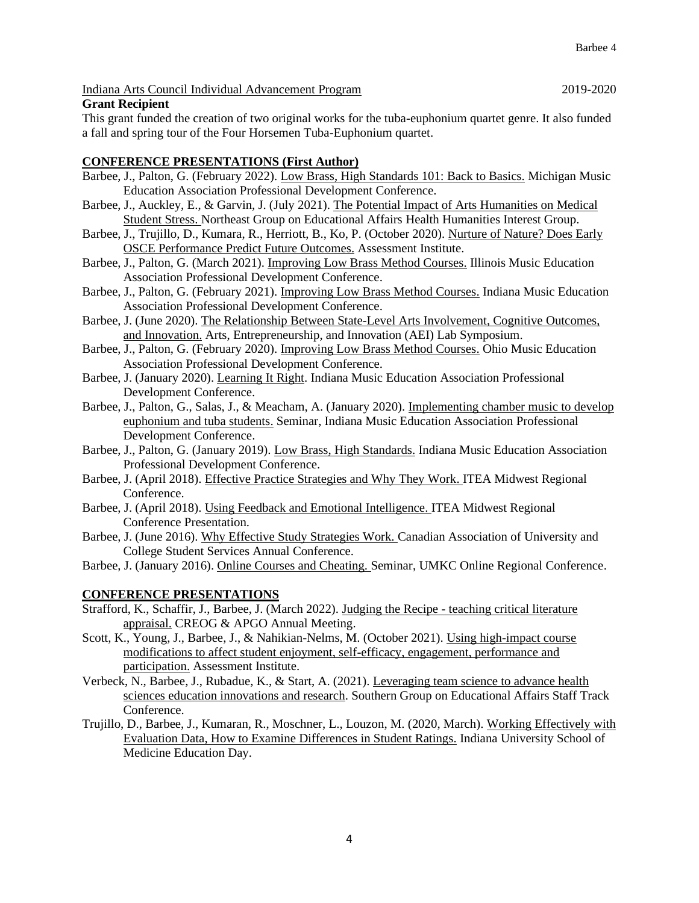Indana Arts Council Individual Advancement Program 2019-2020

**Grant Recipient**

This grant funded the creation of two original works for the tuba-euphonium quartet genre. It also funded a fall and spring tour of the Four Horsemen Tuba-Euphonium quartet.

## CONFERENCE PRESENTATIONS (First Author)

Barbee, J., Palton, G. (February 2022). Low Brass, High Standards 101: Back to Basics. Michigan Music Education Association Professional Development Conference.

Barbee, J., Auckley, E., & Garvin, J. (July 2021). The Potential Impact of Arts Humanities on Medical Student Stress. Northeast Group on Educational Affairs Health Humanities Interest Group.

Barbee, J., Trujillo, D., Kumara, R., Herriott, B., Ko, P. (October 2020). Nurture of Nature? Does Early OSCE Performance Predict Future Outcomes. Assessment Institute.

Barbee, J., Palton, G. (March 2021). Improving Low Brass Method Courses. Illinois Music Education Association Professional Development Conference.

Barbee, J., Palton, G. (February 2021). Improving Low Brass Method Courses. Indiana Music Education Association Professional Development Conference.

Barbee, J. (June 2020). The Relationship Between State-Level Arts Involvement, Cognitive Outcomes, and Innovation. Arts, Entrepreneurship, and Innovation (AEI) Lab Symposium.

Barbee, J., Palton, G. (February 2020). Improving Low Brass Method Courses. Ohio Music Education Association Professional Development Conference.

Barbee, J. (January 2020). Learning It Right. Indiana Music Education Association Professional Development Conference.

Barbee, J., Palton, G., Salas, J., & Meacham, A. (January 2020). Implementing chamber music to develop euphonium and tuba students. Seminar, Indiana Music Education Association Professional Development Conference.

Barbee, J., Palton, G. (January 2019). Low Brass, High Standards. Indiana Music Education Association Professional Development Conference.

Barbee, J. (April 2018). Effective Practice Strategies and Why They Work. ITEA Midwest Regional Conference.

Barbee, J. (April 2018). Using Feedback and Emotional Intelligence. ITEA Midwest Regional Conference Presentation.

Barbee, J. (June 2016). Why Effective Study Strategies Work. Canadian Association of University and College Student Services Annual Conference.

Barbee, J. (January 2016). Online Courses and Cheating. Seminar, UMKC Online Regional Conference.

## CONFERENCE PRESENTATIONS

Strafford, K., Schaffir, J., Barbee, J. (March 2022). Judging the Recipe - teaching critical literature appraisal. CREOG & APGO Annual Meeting.

Scott, K., Young, J., Barbee, J., & Nahikian-Nelms, M. (October 2021). Using high-impact course modifications to affect student enjoyment, self-efficacy, engagement, performance and participation. Assessment Institute.

Verbeck, N., Barbee, J., Rubadue, K., & Start, A. (2021). Leveraging team science to advance health sciences education innovations and research. Southern Group on Educational Affairs Staff Track Conference.

Trujillo, D., Barbee, J., Kumaran, R., Moschner, L., Louzon, M. (2020, March). Working Effectively with Evaluation Data, How to Examine Differences in Student Ratings. Indiana University School of Medicine Education Day.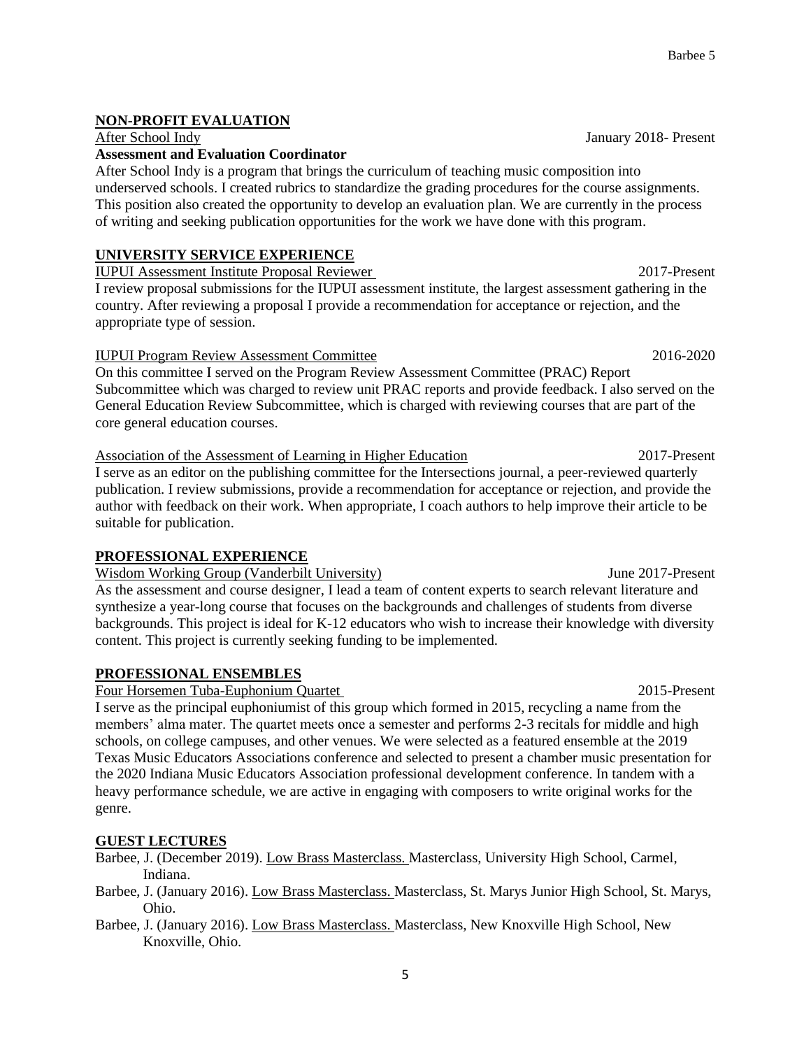## NON-PROFIT EVALUATION

After School Indy — January 2018- Present

**Assessment and Evaluation Coordinator**

After School Indy is a program that brings the curriculum of teaching music composition into underserved schools. I created rubrics to standardize the grading procedures for the course assignments. This position also created the opportunity to develop an evaluation plan. We are currently in the process of writing and seeking publication opportunities for the work we have done with this program.

## UNIVERSITY SERVICE EXPERIENCE

IUPUI Assessment Institute Proposal Reviewer — 2017-Present

I review proposal submissions for the IUPUI assessment institute, the largest assessment gathering in the country. After reviewing a proposal I provide a recommendation for acceptance or rejection, and the appropriate type of session.

IUPUI Program Review Assessment Committee — 2016-2020

On this committee I served on the Program Review Assessment Committee (PRAC) Report Subcommittee which was charged to review unit PRAC reports and provide feedback. I also served on the General Education Review Subcommittee, which is charged with reviewing courses that are part of the core general education courses.

Association of the Assessment of Learning in Higher Education — 2017-Present

I serve as an editor on the publishing committee for the Intersections journal, a peer-reviewed quarterly publication. I review submissions, provide a recommendation for acceptance or rejection, and provide the author with feedback on their work. When appropriate, I coach authors to help improve their article to be suitable for publication.

## PROFESSIONAL EXPERIENCE

Wisdom Working Group (Vanderbilt University) — June 2017-Present

As the assessment and course designer, I lead a team of content experts to search relevant literature and synthesize a year-long course that focuses on the backgrounds and challenges of students from diverse backgrounds. This project is ideal for K-12 educators who wish to increase their knowledge with diversity content. This project is currently seeking funding to be implemented.

## PROFESSIONAL ENSEMBLES

Four Horsemen Tuba-Euphonium Quartet — 2015-Present

I serve as the principal euphoniumist of this group which formed in 2015, recycling a name from the members' alma mater. The quartet meets once a semester and performs 2-3 recitals for middle and high schools, on college campuses, and other venues. We were selected as a featured ensemble at the 2019 Texas Music Educators Associations conference and selected to present a chamber music presentation for the 2020 Indiana Music Educators Association professional development conference. In tandem with a heavy performance schedule, we are active in engaging with composers to write original works for the genre.

## GUEST LECTURES

Barbee, J. (December 2019). Low Brass Masterclass. Masterclass, University High School, Carmel, Indiana.

Barbee, J. (January 2016). Low Brass Masterclass. Masterclass, St. Marys Junior High School, St. Marys, Ohio.

Barbee, J. (January 2016). Low Brass Masterclass. Masterclass, New Knoxville High School, New Knoxville, Ohio.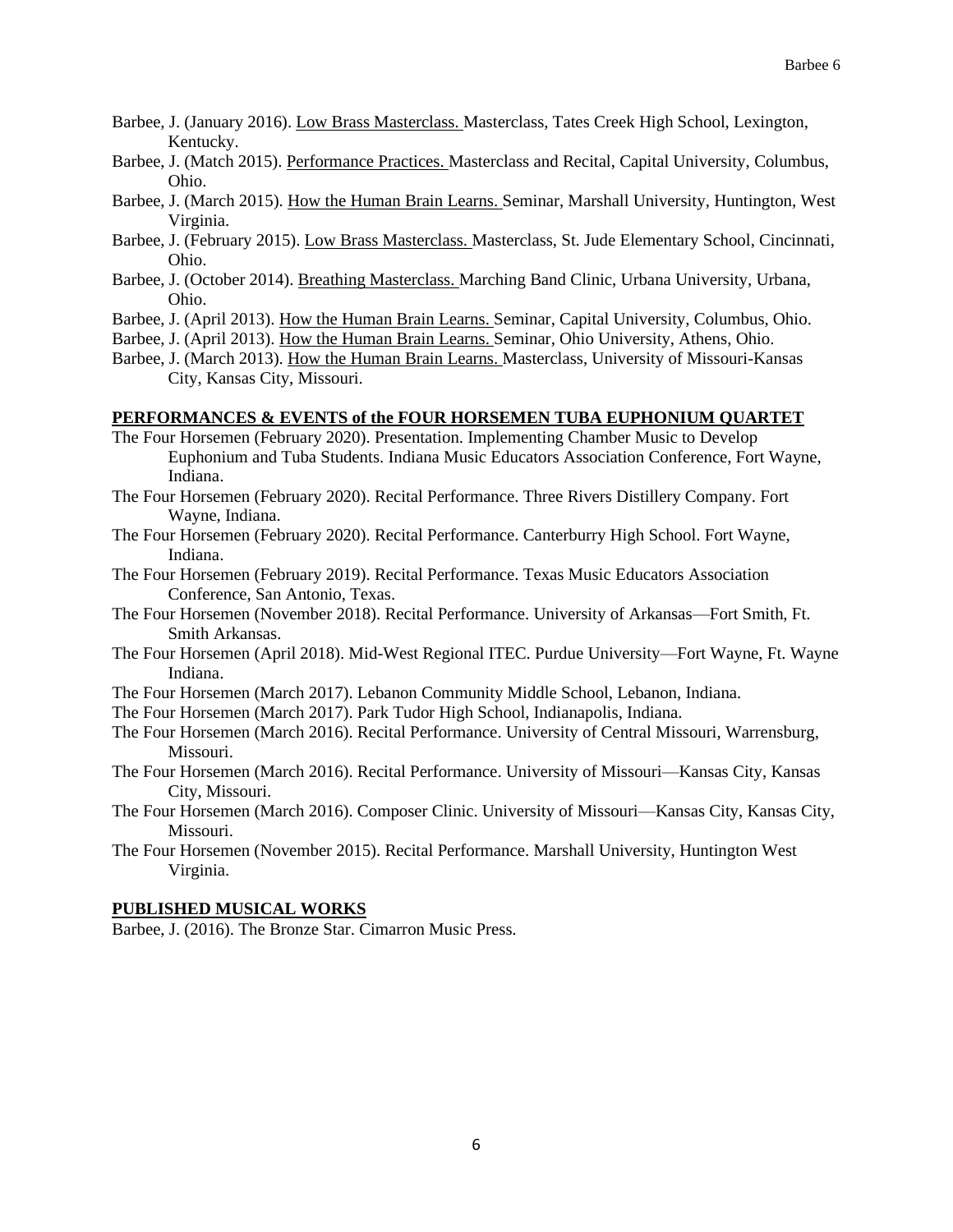Barbee, J. (January 2016). <u>Low Brass Masterclass.</u> Masterclass, Tates Creek High School, Lexington, Kentucky.

Barbee, J. (Match 2015). <u>Performance Practices.</u> Masterclass and Recital, Capital University, Columbus, Ohio.

Barbee, J. (March 2015). <u>How the Human Brain Learns.</u> Seminar, Marshall University, Huntington, West Virginia.

Barbee, J. (February 2015). <u>Low Brass Masterclass.</u> Masterclass, St. Jude Elementary School, Cincinnati, Ohio.

Barbee, J. (October 2014). <u>Breathing Masterclass.</u> Marching Band Clinic, Urbana University, Urbana, Ohio.

Barbee, J. (April 2013). <u>How the Human Brain Learns.</u> Seminar, Capital University, Columbus, Ohio.

Barbee, J. (April 2013). <u>How the Human Brain Learns.</u> Seminar, Ohio University, Athens, Ohio.

Barbee, J. (March 2013). <u>How the Human Brain Learns.</u> Masterclass, University of Missouri-Kansas City, Kansas City, Missouri.

## PERFORMANCES & EVENTS of the FOUR HORSEMEN TUBA EUPHONIUM QUARTET

The Four Horsemen (February 2020). Presentation. Implementing Chamber Music to Develop Euphonium and Tuba Students. Indiana Music Educators Association Conference, Fort Wayne, Indiana.

The Four Horsemen (February 2020). Recital Performance. Three Rivers Distillery Company. Fort Wayne, Indiana.

The Four Horsemen (February 2020). Recital Performance. Canterburry High School. Fort Wayne, Indiana.

The Four Horsemen (February 2019). Recital Performance. Texas Music Educators Association Conference, San Antonio, Texas.

The Four Horsemen (November 2018). Recital Performance. University of Arkansas—Fort Smith, Ft. Smith Arkansas.

The Four Horsemen (April 2018). Mid-West Regional ITEC. Purdue University—Fort Wayne, Ft. Wayne Indiana.

The Four Horsemen (March 2017). Lebanon Community Middle School, Lebanon, Indiana.

The Four Horsemen (March 2017). Park Tudor High School, Indianapolis, Indiana.

The Four Horsemen (March 2016). Recital Performance. University of Central Missouri, Warrensburg, Missouri.

The Four Horsemen (March 2016). Recital Performance. University of Missouri—Kansas City, Kansas City, Missouri.

The Four Horsemen (March 2016). Composer Clinic. University of Missouri—Kansas City, Kansas City, Missouri.

The Four Horsemen (November 2015). Recital Performance. Marshall University, Huntington West Virginia.

## PUBLISHED MUSICAL WORKS

Barbee, J. (2016). The Bronze Star. Cimarron Music Press.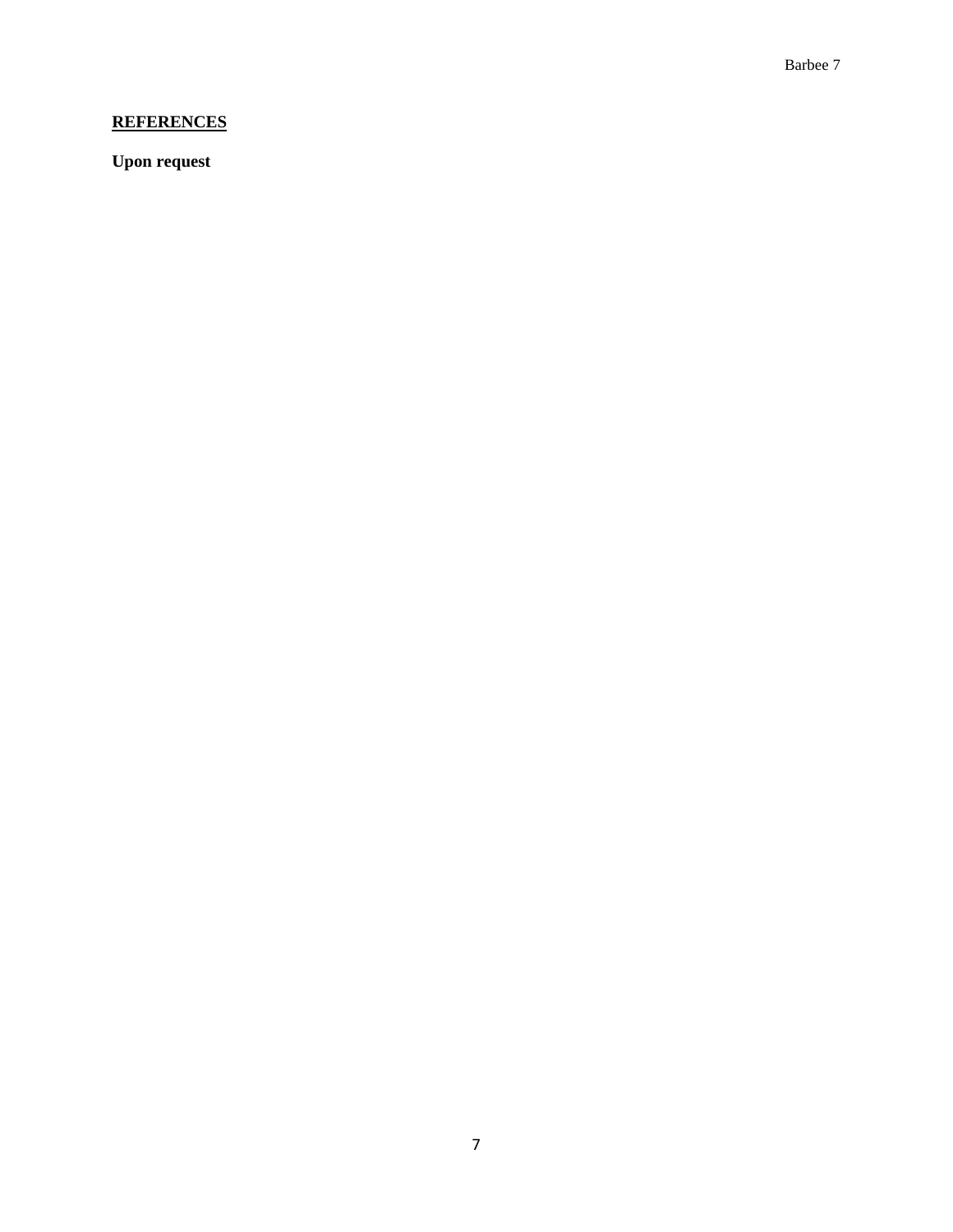## **REFERENCES**

**Upon request**